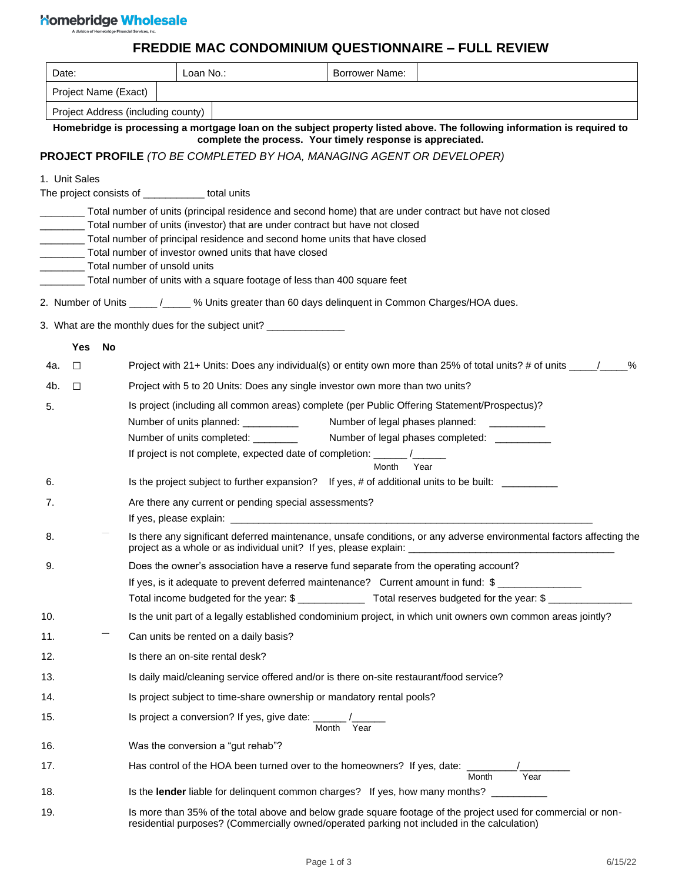Homebridge Wholesale
A division of Homebridge Financial Services, Inc.

# FREDDIE MAC CONDOMINIUM QUESTIONNAIRE – FULL REVIEW

| Date: | Loan No.: | Borrower Name: | |
|---|---|---|---|
| Project Name (Exact) | | | |
| Project Address (including county) | | | |

**Homebridge is processing a mortgage loan on the subject property listed above. The following information is required to complete the process. Your timely response is appreciated.**

**PROJECT PROFILE** *(TO BE COMPLETED BY HOA, MANAGING AGENT OR DEVELOPER)*

1. Unit Sales

The project consists of ___________ total units

________ Total number of units (principal residence and second home) that are under contract but have not closed
________ Total number of units (investor) that are under contract but have not closed
________ Total number of principal residence and second home units that have closed
________ Total number of investor owned units that have closed
________ Total number of unsold units
________ Total number of units with a square footage of less than 400 square feet

2. Number of Units _____ /_____ % Units greater than 60 days delinquent in Common Charges/HOA dues.

3. What are the monthly dues for the subject unit? ______________

| | Yes | No | |
|---|---|---|---|
| 4a. | ☐ | | Project with 21+ Units: Does any individual(s) or entity own more than 25% of total units? # of units _____/_____% |
| 4b. | ☐ | | Project with 5 to 20 Units: Does any single investor own more than two units? |
| 5. | | | Is project (including all common areas) complete (per Public Offering Statement/Prospectus)?<br>Number of units planned: __________ Number of legal phases planned: __________<br>Number of units completed: ________ Number of legal phases completed: __________<br>If project is not complete, expected date of completion: ______ /______ (Month Year) |
| 6. | | | Is the project subject to further expansion? If yes, # of additional units to be built: __________ |
| 7. | | | Are there any current or pending special assessments?<br>If yes, please explain: ____________________________________________________________________ |
| 8. | | | Is there any significant deferred maintenance, unsafe conditions, or any adverse environmental factors affecting the project as a whole or as individual unit? If yes, please explain: ______________________________________ |
| 9. | | | Does the owner's association have a reserve fund separate from the operating account?<br>If yes, is it adequate to prevent deferred maintenance? Current amount in fund: $ _______________<br>Total income budgeted for the year: $ ____________ Total reserves budgeted for the year: $ _______________ |
| 10. | | | Is the unit part of a legally established condominium project, in which unit owners own common areas jointly? |
| 11. | | | Can units be rented on a daily basis? |
| 12. | | | Is there an on-site rental desk? |
| 13. | | | Is daily maid/cleaning service offered and/or is there on-site restaurant/food service? |
| 14. | | | Is project subject to time-share ownership or mandatory rental pools? |
| 15. | | | Is project a conversion? If yes, give date: ______ /______ (Month Year) |
| 16. | | | Was the conversion a "gut rehab"? |
| 17. | | | Has control of the HOA been turned over to the homeowners? If yes, date: _________/_________ (Month Year) |
| 18. | | | Is the **lender** liable for delinquent common charges? If yes, how many months? __________ |
| 19. | | | Is more than 35% of the total above and below grade square footage of the project used for commercial or non-residential purposes? (Commercially owned/operated parking not included in the calculation) |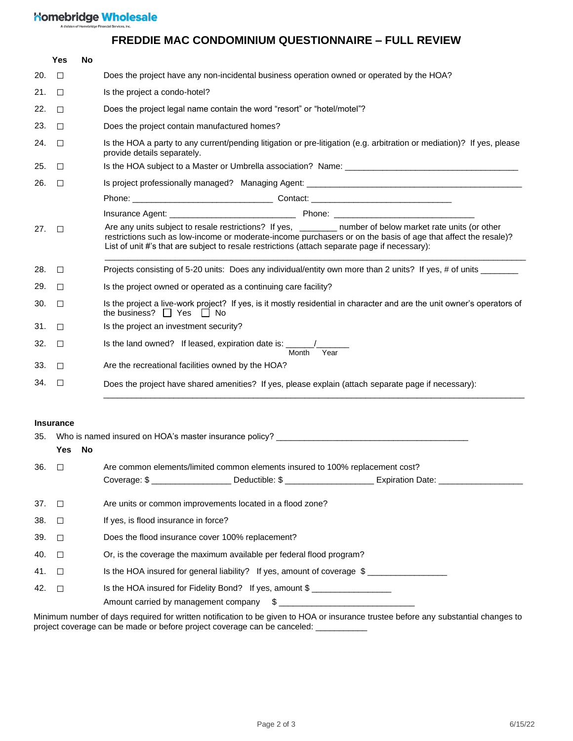Homebridge Wholesale
A division of Homebridge Financial Services, Inc.

# FREDDIE MAC CONDOMINIUM QUESTIONNAIRE – FULL REVIEW

| | Yes | No | |
|---|---|---|---|
| 20. | ☐ | | Does the project have any non-incidental business operation owned or operated by the HOA? |
| 21. | ☐ | | Is the project a condo-hotel? |
| 22. | ☐ | | Does the project legal name contain the word "resort" or "hotel/motel"? |
| 23. | ☐ | | Does the project contain manufactured homes? |
| 24. | ☐ | | Is the HOA a party to any current/pending litigation or pre-litigation (e.g. arbitration or mediation)? If yes, please provide details separately. |
| 25. | ☐ | | Is the HOA subject to a Master or Umbrella association? Name: ________________________________________ |
| 26. | ☐ | | Is project professionally managed? Managing Agent: ________________________________________________<br>Phone: ______________________________ Contact: ______________________________<br>Insurance Agent: ___________________________ Phone: ______________________________ |
| 27. | ☐ | | Are any units subject to resale restrictions? If yes, ________ number of below market rate units (or other restrictions such as low-income or moderate-income purchasers or on the basis of age that affect the resale)? List of unit #'s that are subject to resale restrictions (attach separate page if necessary):<br>__________________________________________________________________________________________ |
| 28. | ☐ | | Projects consisting of 5-20 units: Does any individual/entity own more than 2 units? If yes, # of units ________ |
| 29. | ☐ | | Is the project owned or operated as a continuing care facility? |
| 30. | ☐ | | Is the project a live-work project? If yes, is it mostly residential in character and are the unit owner's operators of the business? ☐ Yes ☐ No |
| 31. | ☐ | | Is the project an investment security? |
| 32. | ☐ | | Is the land owned? If leased, expiration date is: ______/_______ (Month / Year) |
| 33. | ☐ | | Are the recreational facilities owned by the HOA? |
| 34. | ☐ | | Does the project have shared amenities? If yes, please explain (attach separate page if necessary):<br>__________________________________________________________________________________________ |

## Insurance

35. Who is named insured on HOA's master insurance policy? ________________________________________

| | Yes | No | |
|---|---|---|---|
| 36. | ☐ | | Are common elements/limited common elements insured to 100% replacement cost?<br>Coverage: $ ________________ Deductible: $ __________________ Expiration Date: __________________ |
| 37. | ☐ | | Are units or common improvements located in a flood zone? |
| 38. | ☐ | | If yes, is flood insurance in force? |
| 39. | ☐ | | Does the flood insurance cover 100% replacement? |
| 40. | ☐ | | Or, is the coverage the maximum available per federal flood program? |
| 41. | ☐ | | Is the HOA insured for general liability? If yes, amount of coverage $ ________________ |
| 42. | ☐ | | Is the HOA insured for Fidelity Bond? If yes, amount $ ________________<br>Amount carried by management company $ ____________________________ |

Minimum number of days required for written notification to be given to HOA or insurance trustee before any substantial changes to project coverage can be made or before project coverage can be canceled: ___________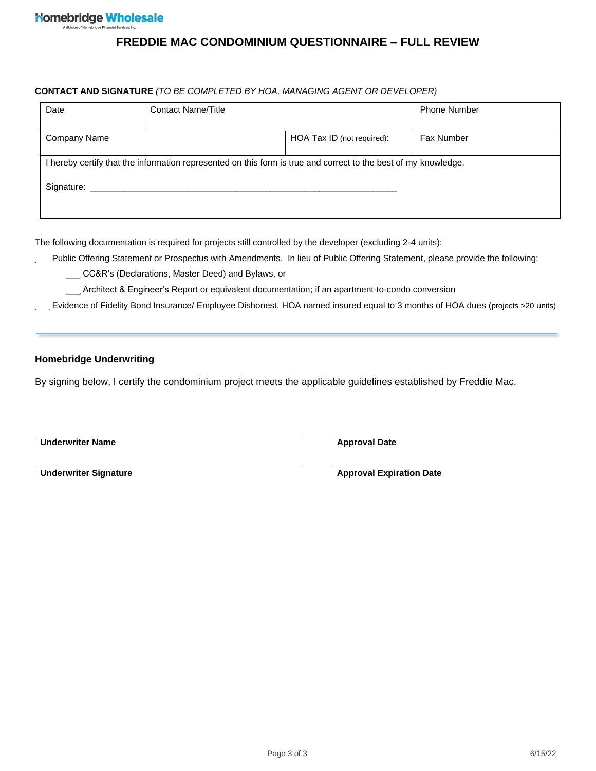**Homebridge Wholesale**
A division of Homebridge Financial Services, Inc.

# FREDDIE MAC CONDOMINIUM QUESTIONNAIRE – FULL REVIEW

**CONTACT AND SIGNATURE** *(TO BE COMPLETED BY HOA, MANAGING AGENT OR DEVELOPER)*

| | | | |
|---|---|---|---|
| Date | Contact Name/Title | | Phone Number |
| Company Name | | HOA Tax ID (not required): | Fax Number |
| I hereby certify that the information represented on this form is true and correct to the best of my knowledge.<br><br>Signature: ____________________________________________________________ | | | |

The following documentation is required for projects still controlled by the developer (excluding 2-4 units):

___ Public Offering Statement or Prospectus with Amendments. In lieu of Public Offering Statement, please provide the following:

- ___ CC&R's (Declarations, Master Deed) and Bylaws, or
- ___ Architect & Engineer's Report or equivalent documentation; if an apartment-to-condo conversion

___ Evidence of Fidelity Bond Insurance/ Employee Dishonest. HOA named insured equal to 3 months of HOA dues (projects >20 units)

---

### Homebridge Underwriting

By signing below, I certify the condominium project meets the applicable guidelines established by Freddie Mac.

______________________________ ______________________________
**Underwriter Name** **Approval Date**

______________________________ ______________________________
**Underwriter Signature** **Approval Expiration Date**